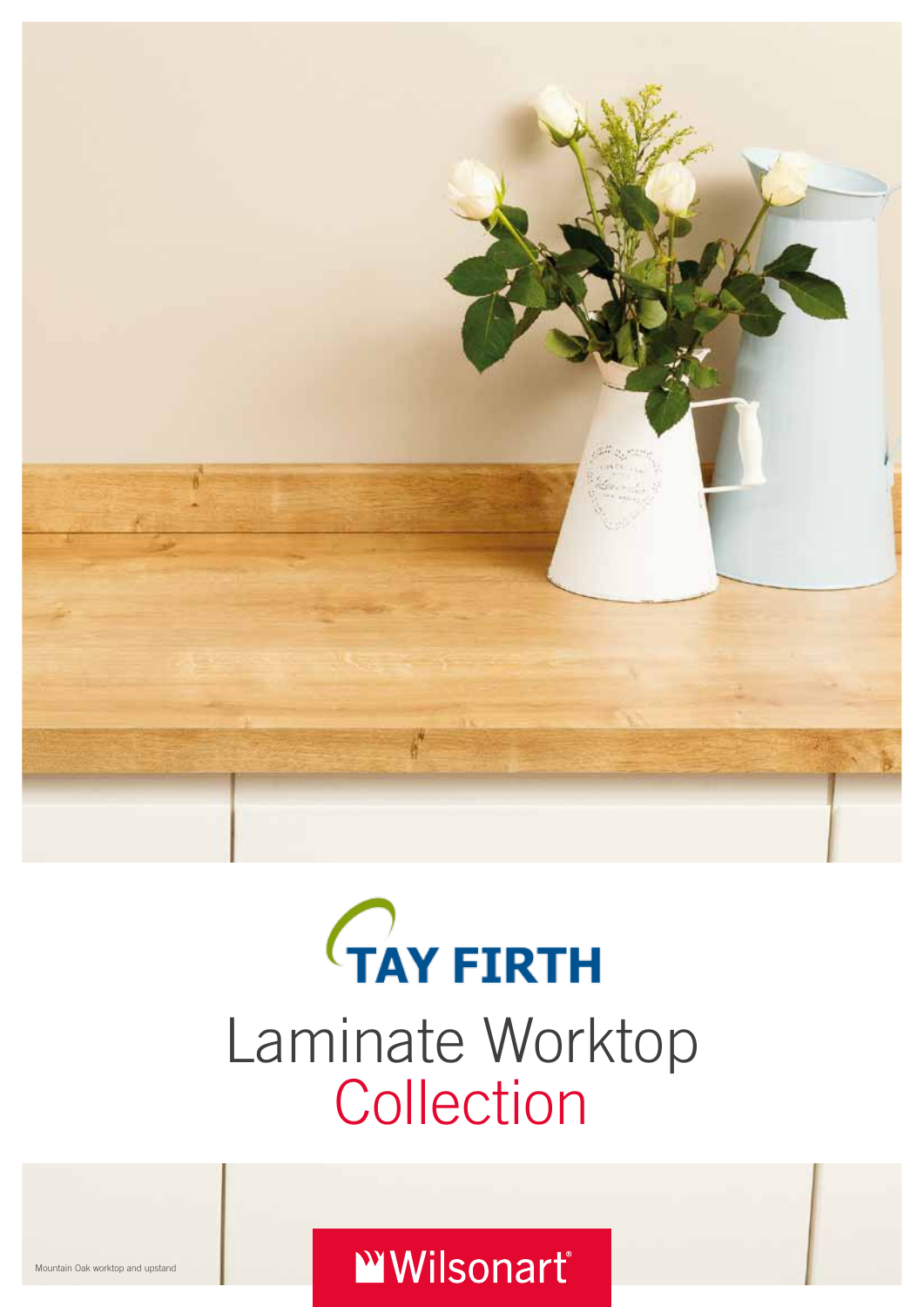TAY FIRTH

# Laminate Worktop Collection

Mountain Oak worktop and upstand

Wilsonart®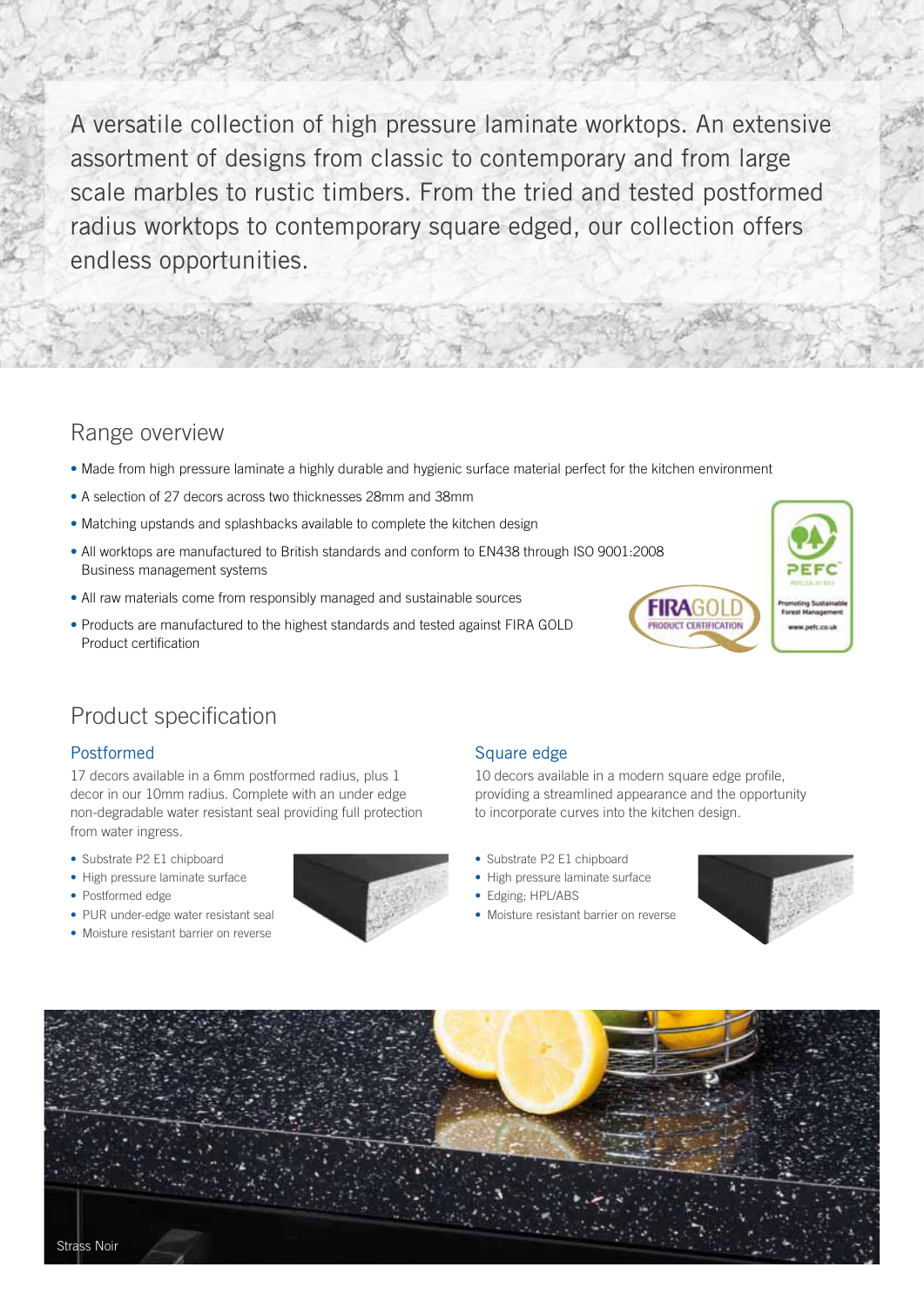A versatile collection of high pressure laminate worktops. An extensive assortment of designs from classic to contemporary and from large scale marbles to rustic timbers. From the tried and tested postformed radius worktops to contemporary square edged, our collection offers endless opportunities.

## Range overview

- Made from high pressure laminate a highly durable and hygienic surface material perfect for the kitchen environment
- A selection of 27 decors across two thicknesses 28mm and 38mm
- Matching upstands and splashbacks available to complete the kitchen design
- All worktops are manufactured to British standards and conform to EN438 through ISO 9001:2008 Business management systems
- All raw materials come from responsibly managed and sustainable sources
- Products are manufactured to the highest standards and tested against FIRA GOLD Product certification

## Product specification

### Postformed

17 decors available in a 6mm postformed radius, plus 1 decor in our 10mm radius. Complete with an under edge non-degradable water resistant seal providing full protection from water ingress.

- Substrate P2 E1 chipboard
- High pressure laminate surface
- Postformed edge
- PUR under-edge water resistant seal
- Moisture resistant barrier on reverse

### Square edge

10 decors available in a modern square edge profile, providing a streamlined appearance and the opportunity to incorporate curves into the kitchen design.

- Substrate P2 E1 chipboard
- High pressure laminate surface
- Edging; HPL/ABS
- Moisture resistant barrier on reverse

Strass Noir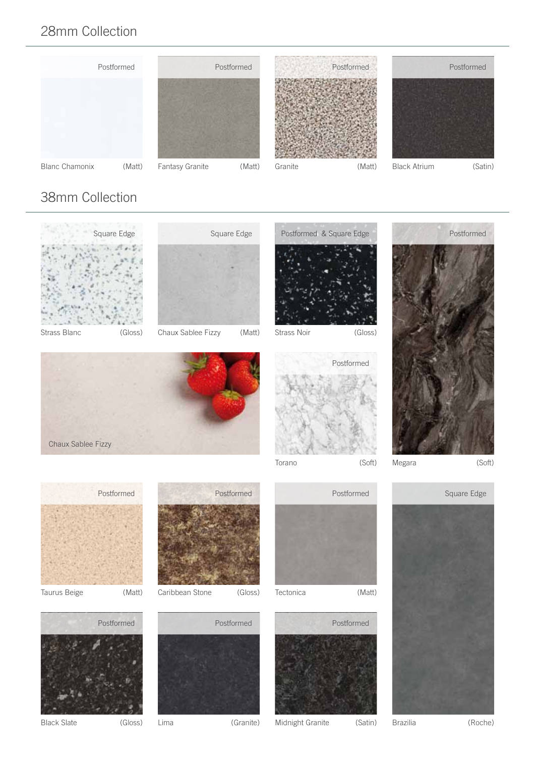## 28mm Collection

Postformed
Blanc Chamonix (Matt)

Postformed
Fantasy Granite (Matt)

Postformed
Granite (Matt)

Postformed
Black Atrium (Satin)

## 38mm Collection

Square Edge
Strass Blanc (Gloss)

Square Edge
Chaux Sablee Fizzy (Matt)

Postformed & Square Edge
Strass Noir (Gloss)

Postformed
Megara (Soft)

Chaux Sablee Fizzy

Postformed
Torano (Soft)

Postformed
Taurus Beige (Matt)

Postformed
Caribbean Stone (Gloss)

Postformed
Tectonica (Matt)

Square Edge
Brazilia (Roche)

Postformed
Black Slate (Gloss)

Postformed
Lima (Granite)

Postformed
Midnight Granite (Satin)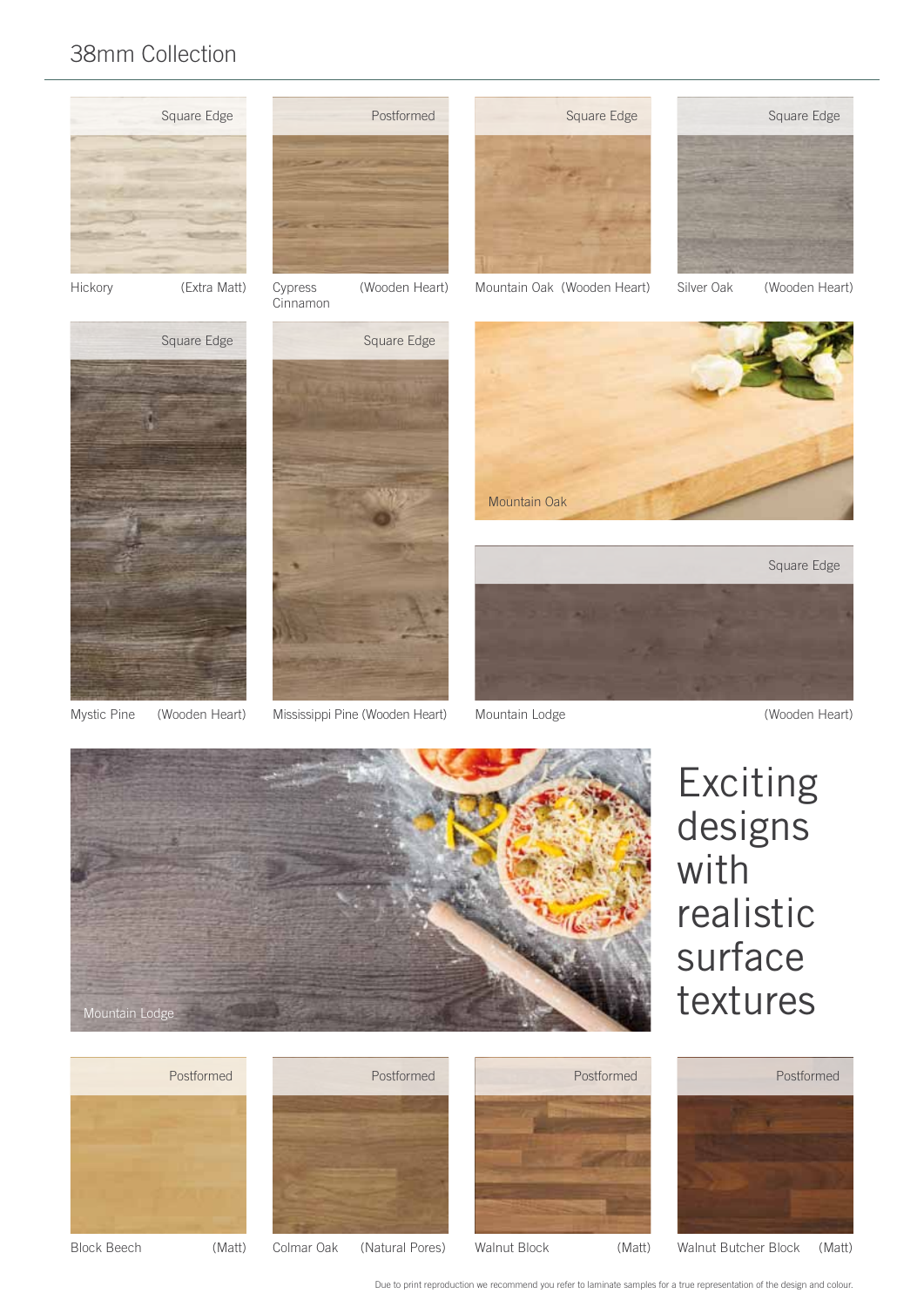# 38mm Collection

Square Edge
Hickory (Extra Matt)

Postformed
Cypress Cinnamon (Wooden Heart)

Square Edge
Mountain Oak (Wooden Heart)

Square Edge
Silver Oak (Wooden Heart)

Square Edge
Mystic Pine (Wooden Heart)

Square Edge
Mississippi Pine (Wooden Heart)

Mountain Oak

Square Edge
Mountain Lodge (Wooden Heart)

Mountain Lodge

## Exciting designs with realistic surface textures

Postformed
Block Beech (Matt)

Postformed
Colmar Oak (Natural Pores)

Postformed
Walnut Block (Matt)

Postformed
Walnut Butcher Block (Matt)

Due to print reproduction we recommend you refer to laminate samples for a true representation of the design and colour.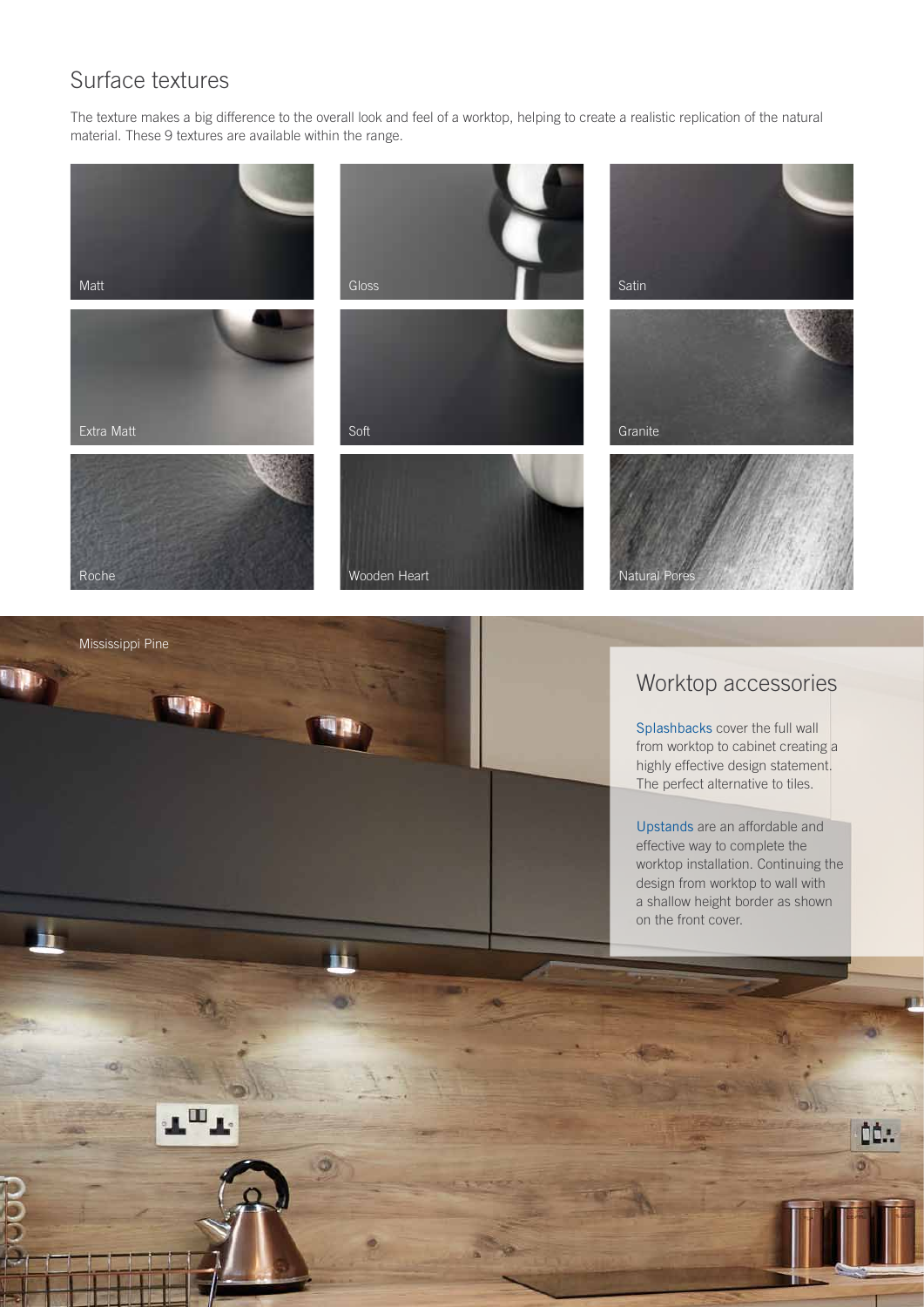## Surface textures

The texture makes a big difference to the overall look and feel of a worktop, helping to create a realistic replication of the natural material. These 9 textures are available within the range.

Matt

Gloss

Satin

Extra Matt

Soft

Granite

Roche

Wooden Heart

Natural Pores

Mississippi Pine

## Worktop accessories

Splashbacks cover the full wall from worktop to cabinet creating a highly effective design statement. The perfect alternative to tiles.

Upstands are an affordable and effective way to complete the worktop installation. Continuing the design from worktop to wall with a shallow height border as shown on the front cover.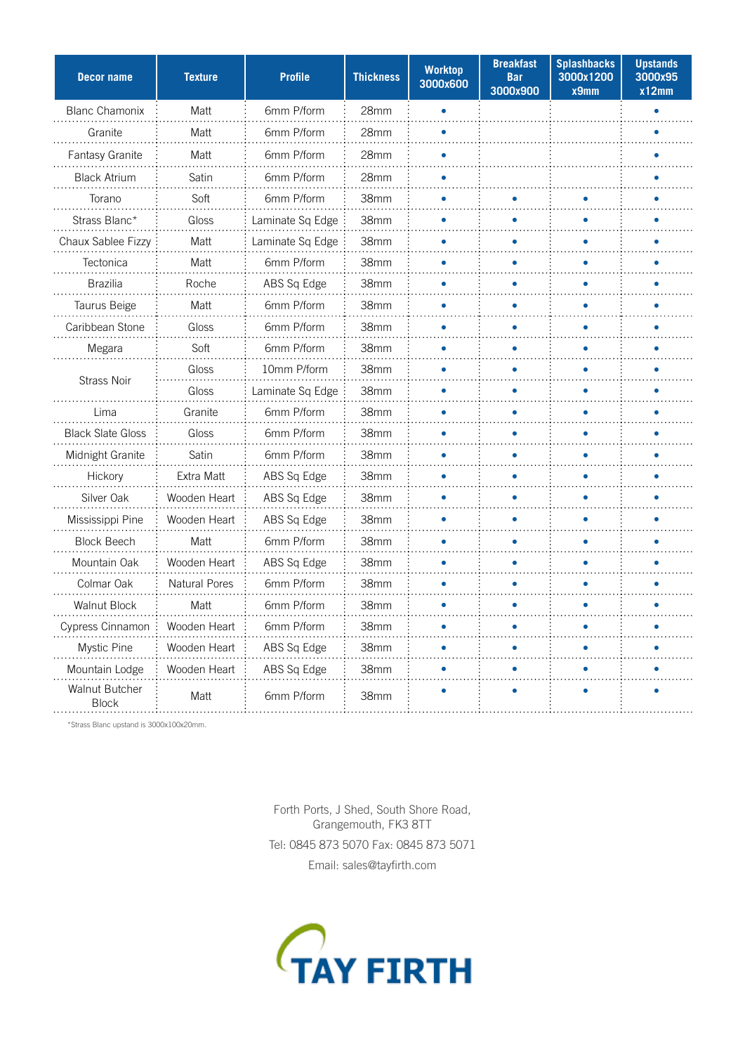| Decor name | Texture | Profile | Thickness | Worktop 3000x600 | Breakfast Bar 3000x900 | Splashbacks 3000x1200 x9mm | Upstands 3000x95 x12mm |
|---|---|---|---|---|---|---|---|
| Blanc Chamonix | Matt | 6mm P/form | 28mm | • | | | • |
| Granite | Matt | 6mm P/form | 28mm | • | | | • |
| Fantasy Granite | Matt | 6mm P/form | 28mm | • | | | • |
| Black Atrium | Satin | 6mm P/form | 28mm | • | | | • |
| Torano | Soft | 6mm P/form | 38mm | • | • | • | • |
| Strass Blanc* | Gloss | Laminate Sq Edge | 38mm | • | • | • | • |
| Chaux Sablee Fizzy | Matt | Laminate Sq Edge | 38mm | • | • | • | • |
| Tectonica | Matt | 6mm P/form | 38mm | • | • | • | • |
| Brazilia | Roche | ABS Sq Edge | 38mm | • | • | • | • |
| Taurus Beige | Matt | 6mm P/form | 38mm | • | • | • | • |
| Caribbean Stone | Gloss | 6mm P/form | 38mm | • | • | • | • |
| Megara | Soft | 6mm P/form | 38mm | • | • | • | • |
| Strass Noir | Gloss | 10mm P/form | 38mm | • | • | • | • |
| | Gloss | Laminate Sq Edge | 38mm | • | • | • | • |
| Lima | Granite | 6mm P/form | 38mm | • | • | • | • |
| Black Slate Gloss | Gloss | 6mm P/form | 38mm | • | • | • | • |
| Midnight Granite | Satin | 6mm P/form | 38mm | • | • | • | • |
| Hickory | Extra Matt | ABS Sq Edge | 38mm | • | • | • | • |
| Silver Oak | Wooden Heart | ABS Sq Edge | 38mm | • | • | • | • |
| Mississippi Pine | Wooden Heart | ABS Sq Edge | 38mm | • | • | • | • |
| Block Beech | Matt | 6mm P/form | 38mm | • | • | • | • |
| Mountain Oak | Wooden Heart | ABS Sq Edge | 38mm | • | • | • | • |
| Colmar Oak | Natural Pores | 6mm P/form | 38mm | • | • | • | • |
| Walnut Block | Matt | 6mm P/form | 38mm | • | • | • | • |
| Cypress Cinnamon | Wooden Heart | 6mm P/form | 38mm | • | • | • | • |
| Mystic Pine | Wooden Heart | ABS Sq Edge | 38mm | • | • | • | • |
| Mountain Lodge | Wooden Heart | ABS Sq Edge | 38mm | • | • | • | • |
| Walnut Butcher Block | Matt | 6mm P/form | 38mm | • | • | • | • |

*Strass Blanc upstand is 3000x100x20mm.

Forth Ports, J Shed, South Shore Road,
Grangemouth, FK3 8TT

Tel: 0845 873 5070 Fax: 0845 873 5071

Email: sales@tayfirth.com

TAY FIRTH